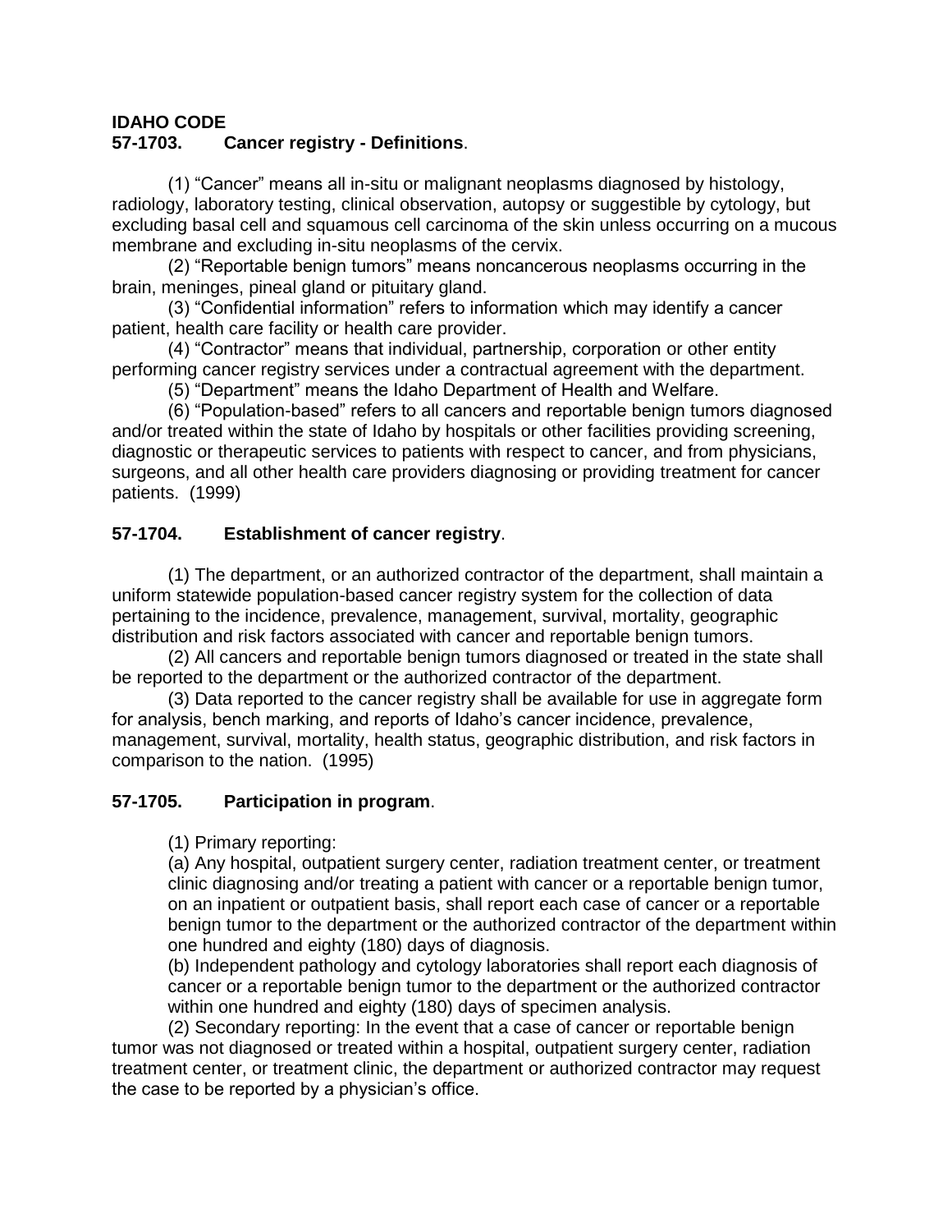**IDAHO CODE**
**57-1703. Cancer registry - Definitions**.

(1) "Cancer" means all in-situ or malignant neoplasms diagnosed by histology, radiology, laboratory testing, clinical observation, autopsy or suggestible by cytology, but excluding basal cell and squamous cell carcinoma of the skin unless occurring on a mucous membrane and excluding in-situ neoplasms of the cervix.

(2) "Reportable benign tumors" means noncancerous neoplasms occurring in the brain, meninges, pineal gland or pituitary gland.

(3) "Confidential information" refers to information which may identify a cancer patient, health care facility or health care provider.

(4) "Contractor" means that individual, partnership, corporation or other entity performing cancer registry services under a contractual agreement with the department.

(5) "Department" means the Idaho Department of Health and Welfare.

(6) "Population-based" refers to all cancers and reportable benign tumors diagnosed and/or treated within the state of Idaho by hospitals or other facilities providing screening, diagnostic or therapeutic services to patients with respect to cancer, and from physicians, surgeons, and all other health care providers diagnosing or providing treatment for cancer patients. (1999)

**57-1704. Establishment of cancer registry**.

(1) The department, or an authorized contractor of the department, shall maintain a uniform statewide population-based cancer registry system for the collection of data pertaining to the incidence, prevalence, management, survival, mortality, geographic distribution and risk factors associated with cancer and reportable benign tumors.

(2) All cancers and reportable benign tumors diagnosed or treated in the state shall be reported to the department or the authorized contractor of the department.

(3) Data reported to the cancer registry shall be available for use in aggregate form for analysis, bench marking, and reports of Idaho's cancer incidence, prevalence, management, survival, mortality, health status, geographic distribution, and risk factors in comparison to the nation. (1995)

**57-1705. Participation in program**.

(1) Primary reporting:

(a) Any hospital, outpatient surgery center, radiation treatment center, or treatment clinic diagnosing and/or treating a patient with cancer or a reportable benign tumor, on an inpatient or outpatient basis, shall report each case of cancer or a reportable benign tumor to the department or the authorized contractor of the department within one hundred and eighty (180) days of diagnosis.

(b) Independent pathology and cytology laboratories shall report each diagnosis of cancer or a reportable benign tumor to the department or the authorized contractor within one hundred and eighty (180) days of specimen analysis.

(2) Secondary reporting: In the event that a case of cancer or reportable benign tumor was not diagnosed or treated within a hospital, outpatient surgery center, radiation treatment center, or treatment clinic, the department or authorized contractor may request the case to be reported by a physician's office.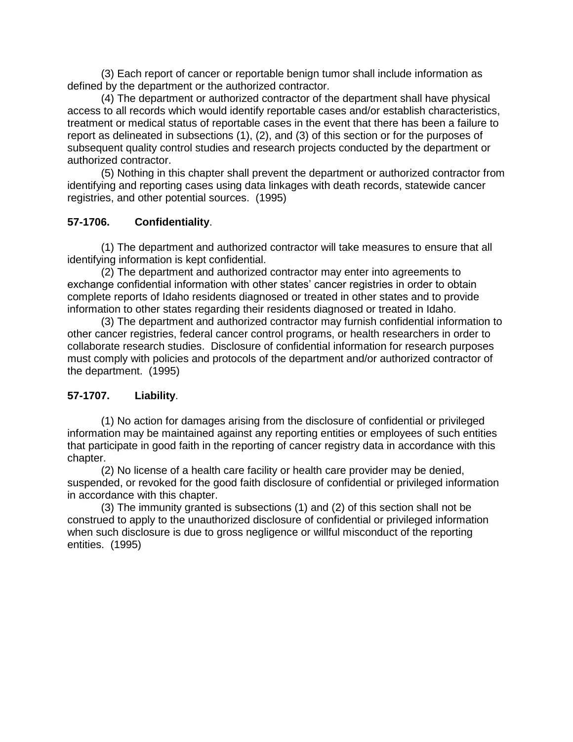(3) Each report of cancer or reportable benign tumor shall include information as defined by the department or the authorized contractor.

(4) The department or authorized contractor of the department shall have physical access to all records which would identify reportable cases and/or establish characteristics, treatment or medical status of reportable cases in the event that there has been a failure to report as delineated in subsections (1), (2), and (3) of this section or for the purposes of subsequent quality control studies and research projects conducted by the department or authorized contractor.

(5) Nothing in this chapter shall prevent the department or authorized contractor from identifying and reporting cases using data linkages with death records, statewide cancer registries, and other potential sources. (1995)

**57-1706. Confidentiality**.

(1) The department and authorized contractor will take measures to ensure that all identifying information is kept confidential.

(2) The department and authorized contractor may enter into agreements to exchange confidential information with other states' cancer registries in order to obtain complete reports of Idaho residents diagnosed or treated in other states and to provide information to other states regarding their residents diagnosed or treated in Idaho.

(3) The department and authorized contractor may furnish confidential information to other cancer registries, federal cancer control programs, or health researchers in order to collaborate research studies. Disclosure of confidential information for research purposes must comply with policies and protocols of the department and/or authorized contractor of the department. (1995)

**57-1707. Liability**.

(1) No action for damages arising from the disclosure of confidential or privileged information may be maintained against any reporting entities or employees of such entities that participate in good faith in the reporting of cancer registry data in accordance with this chapter.

(2) No license of a health care facility or health care provider may be denied, suspended, or revoked for the good faith disclosure of confidential or privileged information in accordance with this chapter.

(3) The immunity granted is subsections (1) and (2) of this section shall not be construed to apply to the unauthorized disclosure of confidential or privileged information when such disclosure is due to gross negligence or willful misconduct of the reporting entities. (1995)